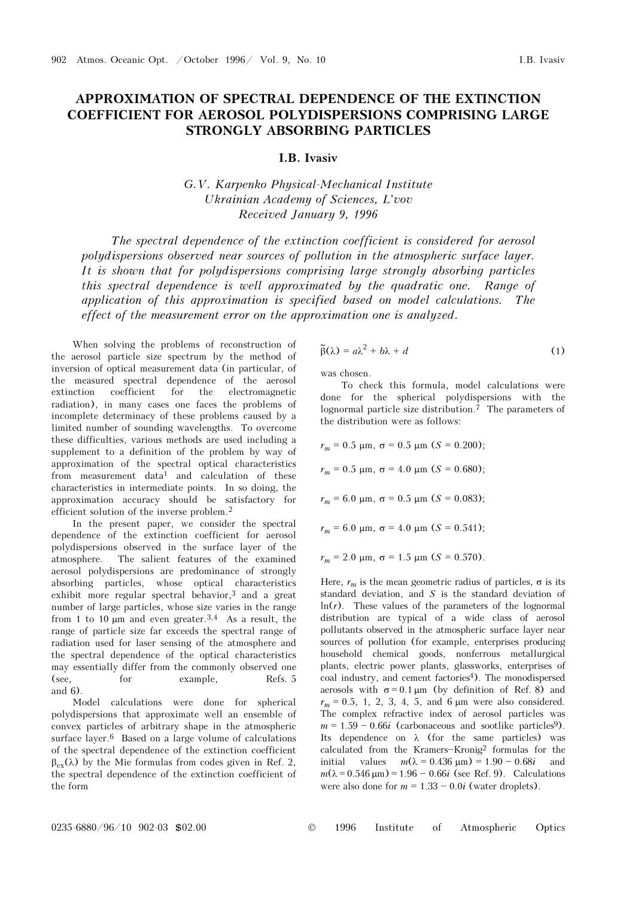# APPROXIMATION OF SPECTRAL DEPENDENCE OF THE EXTINCTION COEFFICIENT FOR AEROSOL POLYDISPERSIONS COMPRISING LARGE STRONGLY ABSORBING PARTICLES

**I.B. Ivasiv**

*G.V. Karpenko Physical-Mechanical Institute*
*Ukrainian Academy of Sciences, L'vov*
*Received January 9, 1996*

*The spectral dependence of the extinction coefficient is considered for aerosol polydispersions observed near sources of pollution in the atmospheric surface layer. It is shown that for polydispersions comprising large strongly absorbing particles this spectral dependence is well approximated by the quadratic one. Range of application of this approximation is specified based on model calculations. The effect of the measurement error on the approximation one is analyzed.*

When solving the problems of reconstruction of the aerosol particle size spectrum by the method of inversion of optical measurement data (in particular, of the measured spectral dependence of the aerosol extinction coefficient for the electromagnetic radiation), in many cases one faces the problems of incomplete determinacy of these problems caused by a limited number of sounding wavelengths. To overcome these difficulties, various methods are used including a supplement to a definition of the problem by way of approximation of the spectral optical characteristics from measurement data[1] and calculation of these characteristics in intermediate points. In so doing, the approximation accuracy should be satisfactory for efficient solution of the inverse problem.[2]

In the present paper, we consider the spectral dependence of the extinction coefficient for aerosol polydispersions observed in the surface layer of the atmosphere. The salient features of the examined aerosol polydispersions are predominance of strongly absorbing particles, whose optical characteristics exhibit more regular spectral behavior,[3] and a great number of large particles, whose size varies in the range from 1 to 10 μm and even greater.[3,4] As a result, the range of particle size far exceeds the spectral range of radiation used for laser sensing of the atmosphere and the spectral dependence of the optical characteristics may essentially differ from the commonly observed one (see, for example, Refs. 5 and 6).

Model calculations were done for spherical polydispersions that approximate well an ensemble of convex particles of arbitrary shape in the atmospheric surface layer.[6] Based on a large volume of calculations of the spectral dependence of the extinction coefficient $\beta_{ex}(\lambda)$ by the Mie formulas from codes given in Ref. 2, the spectral dependence of the extinction coefficient of the form

$$\tilde{\beta}(\lambda) = a\lambda^2 + b\lambda + d \tag{1}$$

was chosen.

To check this formula, model calculations were done for the spherical polydispersions with the lognormal particle size distribution.[7] The parameters of the distribution were as follows:

$r_m = 0.5$ μm, $\sigma = 0.5$ μm ($S = 0.200$);

$r_m = 0.5$ μm, $\sigma = 4.0$ μm ($S = 0.680$);

$r_m = 6.0$ μm, $\sigma = 0.5$ μm ($S = 0.083$);

$r_m = 6.0$ μm, $\sigma = 4.0$ μm ($S = 0.541$);

$r_m = 2.0$ μm, $\sigma = 1.5$ μm ($S = 0.570$).

Here, $r_m$ is the mean geometric radius of particles, $\sigma$ is its standard deviation, and $S$ is the standard deviation of $\ln(r)$. These values of the parameters of the lognormal distribution are typical of a wide class of aerosol pollutants observed in the atmospheric surface layer near sources of pollution (for example, enterprises producing household chemical goods, nonferrous metallurgical plants, electric power plants, glassworks, enterprises of coal industry, and cement factories[4]). The monodispersed aerosols with $\sigma = 0.1$ μm (by definition of Ref. 8) and $r_m = 0.5$, 1, 2, 3, 4, 5, and 6 μm were also considered. The complex refractive index of aerosol particles was $m = 1.59 - 0.66i$ (carbonaceous and sootlike particles[9]). Its dependence on $\lambda$ (for the same particles) was calculated from the Kramers–Kronig[2] formulas for the initial values $m(\lambda = 0.436$ μm$) = 1.90 - 0.68i$ and $m(\lambda = 0.546$ μm$) = 1.96 - 0.66i$ (see Ref. 9). Calculations were also done for $m = 1.33 - 0.0i$ (water droplets).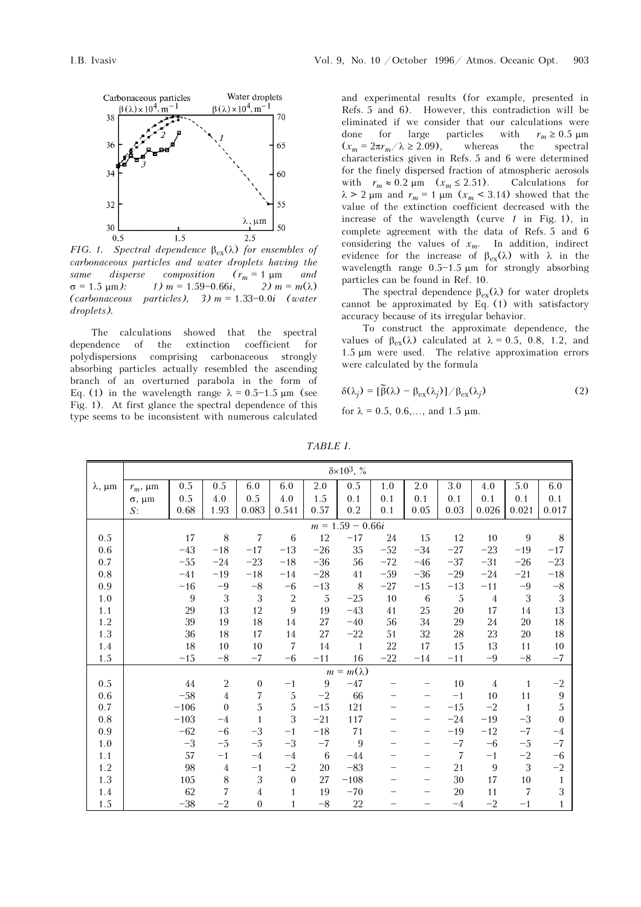FIG. 1. *Spectral dependence $\beta_{ex}(\lambda)$ for ensembles of carbonaceous particles and water droplets having the same disperse composition ($r_m$ = 1 μm and σ = 1.5 μm): 1) $m$ = 1.59–0.66$i$, 2) $m = m(\lambda)$ (carbonaceous particles), 3) $m$ = 1.33–0.0$i$ (water droplets).*

The calculations showed that the spectral dependence of the extinction coefficient for polydispersions comprising carbonaceous strongly absorbing particles actually resembled the ascending branch of an overturned parabola in the form of Eq. (1) in the wavelength range λ = 0.5–1.5 μm (see Fig. 1). At first glance the spectral dependence of this type seems to be inconsistent with numerous calculated and experimental results (for example, presented in Refs. 5 and 6). However, this contradiction will be eliminated if we consider that our calculations were done for large particles with $r_m \geq 0.5$ μm ($x_m = 2\pi r_m/\lambda \geq 2.09$), whereas the spectral characteristics given in Refs. 5 and 6 were determined for the finely dispersed fraction of atmospheric aerosols with $r_m \approx 0.2$ μm ($x_m \leq 2.51$). Calculations for λ > 2 μm and $r_m$ = 1 μm ($x_m$ < 3.14) showed that the value of the extinction coefficient decreased with the increase of the wavelength (curve *1* in Fig. 1), in complete agreement with the data of Refs. 5 and 6 considering the values of $x_m$. In addition, indirect evidence for the increase of $\beta_{ex}(\lambda)$ with λ in the wavelength range 0.5–1.5 μm for strongly absorbing particles can be found in Ref. 10.

The spectral dependence $\beta_{ex}(\lambda)$ for water droplets cannot be approximated by Eq. (1) with satisfactory accuracy because of its irregular behavior.

To construct the approximate dependence, the values of $\beta_{ex}(\lambda)$ calculated at λ = 0.5, 0.8, 1.2, and 1.5 μm were used. The relative approximation errors were calculated by the formula

$$\delta(\lambda_j) = [\tilde{\beta}(\lambda) - \beta_{ex}(\lambda_j)]/\beta_{ex}(\lambda_j) \tag{2}$$

for λ = 0.5, 0.6,..., and 1.5 μm.

*TABLE I.*

| λ, μm | | δ×10³, % | | | | | | | | | | | |
|---|---|---|---|---|---|---|---|---|---|---|---|---|---|
| | $r_m$, μm | 0.5 | 0.5 | 6.0 | 6.0 | 2.0 | 0.5 | 1.0 | 2.0 | 3.0 | 4.0 | 5.0 | 6.0 |
| | σ, μm | 0.5 | 4.0 | 0.5 | 4.0 | 1.5 | 0.1 | 0.1 | 0.1 | 0.1 | 0.1 | 0.1 | 0.1 |
| | $S$: | 0.68 | 1.93 | 0.083 | 0.541 | 0.57 | 0.2 | 0.1 | 0.05 | 0.03 | 0.026 | 0.021 | 0.017 |
| | | $m$ = 1.59 − 0.66$i$ | | | | | | | | | | | |
| 0.5 | | 17 | 8 | 7 | 6 | 12 | −17 | 24 | 15 | 12 | 10 | 9 | 8 |
| 0.6 | | −43 | −18 | −17 | −13 | −26 | 35 | −52 | −34 | −27 | −23 | −19 | −17 |
| 0.7 | | −55 | −24 | −23 | −18 | −36 | 56 | −72 | −46 | −37 | −31 | −26 | −23 |
| 0.8 | | −41 | −19 | −18 | −14 | −28 | 41 | −59 | −36 | −29 | −24 | −21 | −18 |
| 0.9 | | −16 | −9 | −8 | −6 | −13 | 8 | −27 | −15 | −13 | −11 | −9 | −8 |
| 1.0 | | 9 | 3 | 3 | 2 | 5 | −25 | 10 | 6 | 5 | 4 | 3 | 3 |
| 1.1 | | 29 | 13 | 12 | 9 | 19 | −43 | 41 | 25 | 20 | 17 | 14 | 13 |
| 1.2 | | 39 | 19 | 18 | 14 | 27 | −40 | 56 | 34 | 29 | 24 | 20 | 18 |
| 1.3 | | 36 | 18 | 17 | 14 | 27 | −22 | 51 | 32 | 28 | 23 | 20 | 18 |
| 1.4 | | 18 | 10 | 10 | 7 | 14 | 1 | 22 | 17 | 15 | 13 | 11 | 10 |
| 1.5 | | −15 | −8 | −7 | −6 | −11 | 16 | −22 | −14 | −11 | −9 | −8 | −7 |
| | | $m = m(\lambda)$ | | | | | | | | | | | |
| 0.5 | | 44 | 2 | 0 | −1 | 9 | −47 | – | – | 10 | 4 | 1 | −2 |
| 0.6 | | −58 | 4 | 7 | 5 | −2 | 66 | – | – | −1 | 10 | 11 | 9 |
| 0.7 | | −106 | 0 | 5 | 5 | −15 | 121 | – | – | −15 | −2 | 1 | 5 |
| 0.8 | | −103 | −4 | 1 | 3 | −21 | 117 | – | – | −24 | −19 | −3 | 0 |
| 0.9 | | −62 | −6 | −3 | −1 | −18 | 71 | – | – | −19 | −12 | −7 | −4 |
| 1.0 | | −3 | −5 | −5 | −3 | −7 | 9 | – | – | −7 | −6 | −5 | −7 |
| 1.1 | | 57 | −1 | −4 | −4 | 6 | −44 | – | – | 7 | −1 | −2 | −6 |
| 1.2 | | 98 | 4 | −1 | −2 | 20 | −83 | – | – | 21 | 9 | 3 | −2 |
| 1.3 | | 105 | 8 | 3 | 0 | 27 | −108 | – | – | 30 | 17 | 10 | 1 |
| 1.4 | | 62 | 7 | 4 | 1 | 19 | −70 | – | – | 20 | 11 | 7 | 3 |
| 1.5 | | −38 | −2 | 0 | 1 | −8 | 22 | – | – | −4 | −2 | −1 | 1 |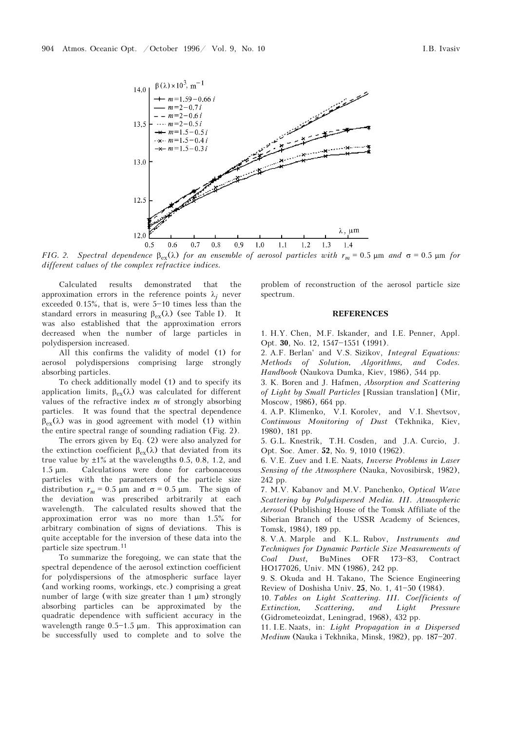$\beta(\lambda) \times 10^3$, m$^{-1}$

14.0

$m$=1.59–0.66 $i$

$m$=2–0.7 $i$

$m$=2–0.6 $i$

$m$=2–0.5 $i$

$m$=1.5–0.5 $i$

$m$=1.5–0.4 $i$

$m$=1.5–0.3 $i$

13.5

13.0

12.5

12.0

$\lambda$, μm

0.5 0.6 0.7 0.8 0.9 1.0 1.1 1.2 1.3 1.4

*FIG. 2. Spectral dependence $\beta_{ex}(\lambda)$ for an ensemble of aerosol particles with $r_m$ = 0.5 μm and $\sigma$ = 0.5 μm for different values of the complex refractive indices.*

Calculated results demonstrated that the approximation errors in the reference points $\lambda_j$ never exceeded 0.15%, that is, were 5–10 times less than the standard errors in measuring $\beta_{ex}(\lambda)$ (see Table I). It was also established that the approximation errors decreased when the number of large particles in polydispersion increased.

All this confirms the validity of model (1) for aerosol polydispersions comprising large strongly absorbing particles.

To check additionally model (1) and to specify its application limits, $\beta_{ex}(\lambda)$ was calculated for different values of the refractive index $m$ of strongly absorbing particles. It was found that the spectral dependence $\beta_{ex}(\lambda)$ was in good agreement with model (1) within the entire spectral range of sounding radiation (Fig. 2).

The errors given by Eq. (2) were also analyzed for the extinction coefficient $\beta_{ex}(\lambda)$ that deviated from its true value by ±1% at the wavelengths 0.5, 0.8, 1.2, and 1.5 μm. Calculations were done for carbonaceous particles with the parameters of the particle size distribution $r_m$ = 0.5 μm and $\sigma$ = 0.5 μm. The sign of the deviation was prescribed arbitrarily at each wavelength. The calculated results showed that the approximation error was no more than 1.5% for arbitrary combination of signs of deviations. This is quite acceptable for the inversion of these data into the particle size spectrum.[11]

To summarize the foregoing, we can state that the spectral dependence of the aerosol extinction coefficient for polydispersions of the atmospheric surface layer (and working rooms, workings, etc.) comprising a great number of large (with size greater than 1 μm) strongly absorbing particles can be approximated by the quadratic dependence with sufficient accuracy in the wavelength range 0.5–1.5 μm. This approximation can be successfully used to complete and to solve the problem of reconstruction of the aerosol particle size spectrum.

## REFERENCES

1. H.Y. Chen, M.F. Iskander, and I.E. Penner, Appl. Opt. **30**, No. 12, 1547–1551 (1991).

2. A.F. Berlan' and V.S. Sizikov, *Integral Equations: Methods of Solution, Algorithms, and Codes. Handbook* (Naukova Dumka, Kiev, 1986), 544 pp.

3. K. Boren and J. Hafmen, *Absorption and Scattering of Light by Small Particles* [Russian translation] (Mir, Moscow, 1986), 664 pp.

4. A.P. Klimenko, V.I. Korolev, and V.I. Shevtsov, *Continuous Monitoring of Dust* (Tekhnika, Kiev, 1980), 181 pp.

5. G.L. Knestrik, T.H. Cosden, and J.A. Curcio, J. Opt. Soc. Amer. **52**, No. 9, 1010 (1962).

6. V.E. Zuev and I.E. Naats, *Inverse Problems in Laser Sensing of the Atmosphere* (Nauka, Novosibirsk, 1982), 242 pp.

7. M.V. Kabanov and M.V. Panchenko, *Optical Wave Scattering by Polydispersed Media. III. Atmospheric Aerosol* (Publishing House of the Tomsk Affiliate of the Siberian Branch of the USSR Academy of Sciences, Tomsk, 1984), 189 pp.

8. V.A. Marple and K.L. Rubov, *Instruments and Techniques for Dynamic Particle Size Measurements of Coal Dust,* BuMines OFR 173–83, Contract HO177026, Univ. MN (1986), 242 pp.

9. S. Okuda and H. Takano, The Science Engineering Review of Doshisha Univ. **25**, No. 1, 41–50 (1984).

10. *Tables on Light Scattering. III. Coefficients of Extinction, Scattering, and Light Pressure* (Gidrometeoizdat, Leningrad, 1968), 432 pp.

11. I.E. Naats, in: *Light Propagation in a Dispersed Medium* (Nauka i Tekhnika, Minsk, 1982), pp. 187–207.